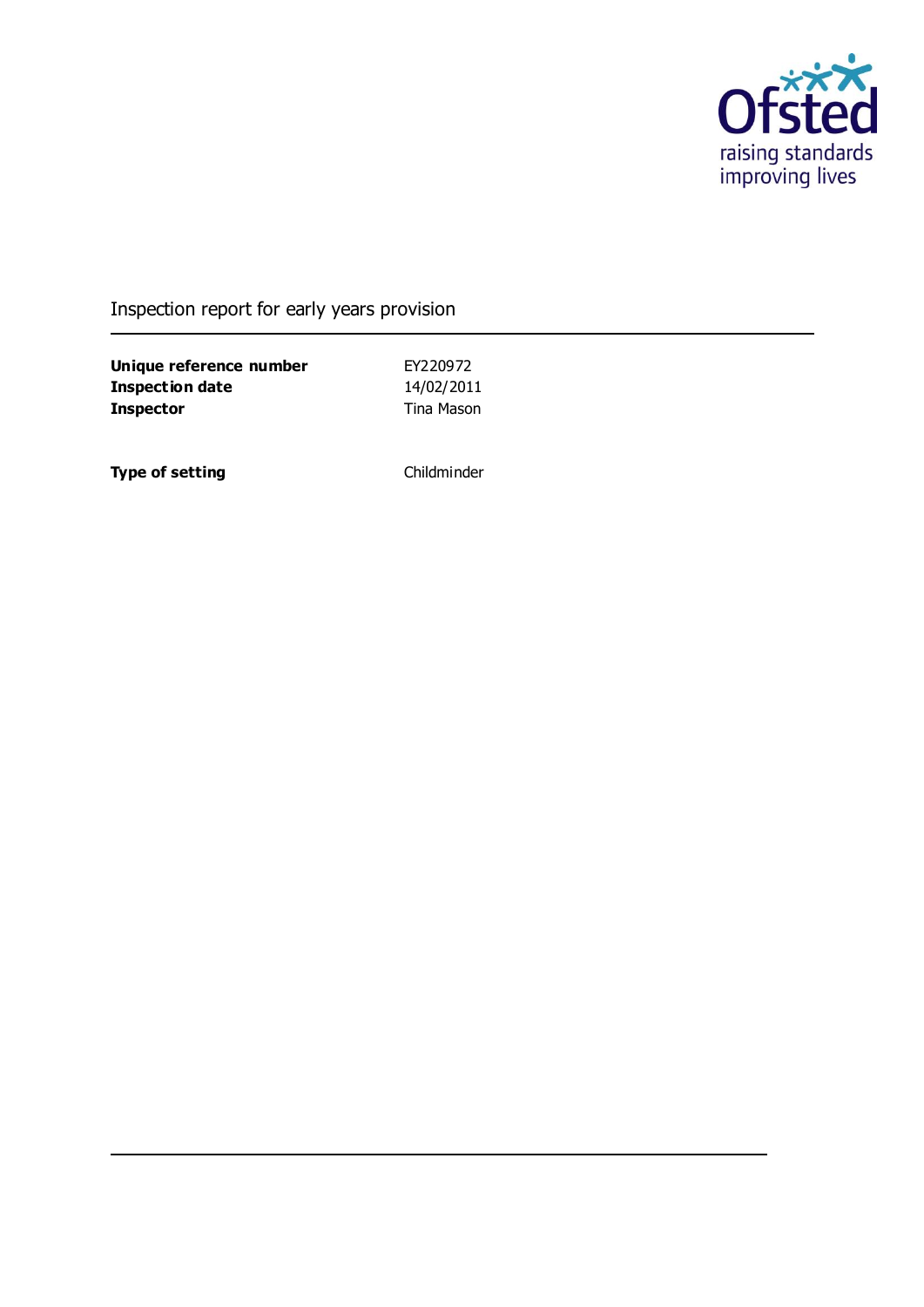Inspection report for early years provision

| | |
|---|---|
| **Unique reference number** | EY220972 |
| **Inspection date** | 14/02/2011 |
| **Inspector** | Tina Mason |

| | |
|---|---|
| **Type of setting** | Childminder |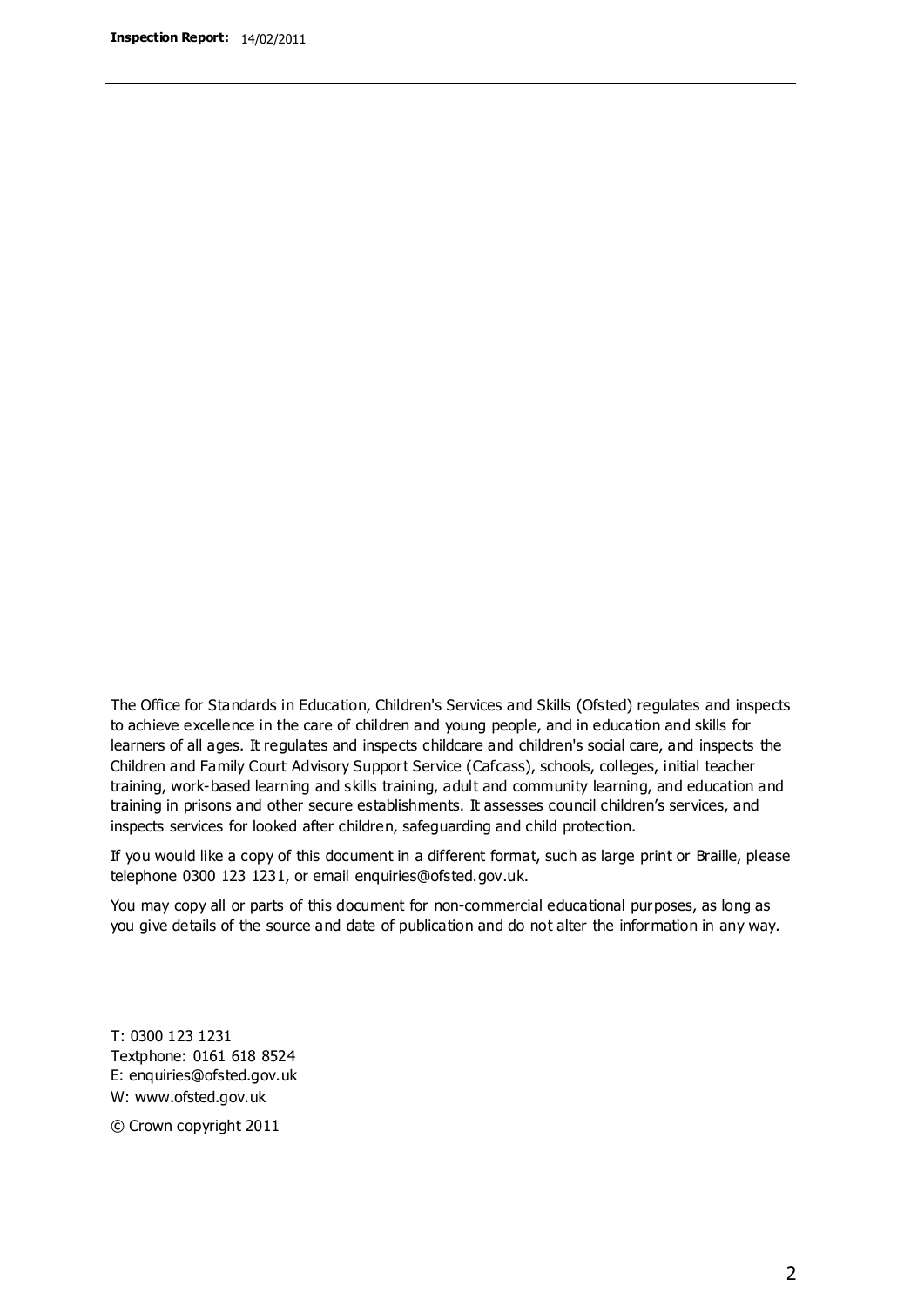The Office for Standards in Education, Children's Services and Skills (Ofsted) regulates and inspects to achieve excellence in the care of children and young people, and in education and skills for learners of all ages. It regulates and inspects childcare and children's social care, and inspects the Children and Family Court Advisory Support Service (Cafcass), schools, colleges, initial teacher training, work-based learning and skills training, adult and community learning, and education and training in prisons and other secure establishments. It assesses council children's services, and inspects services for looked after children, safeguarding and child protection.

If you would like a copy of this document in a different format, such as large print or Braille, please telephone 0300 123 1231, or email enquiries@ofsted.gov.uk.

You may copy all or parts of this document for non-commercial educational purposes, as long as you give details of the source and date of publication and do not alter the information in any way.

T: 0300 123 1231
Textphone: 0161 618 8524
E: enquiries@ofsted.gov.uk
W: www.ofsted.gov.uk

© Crown copyright 2011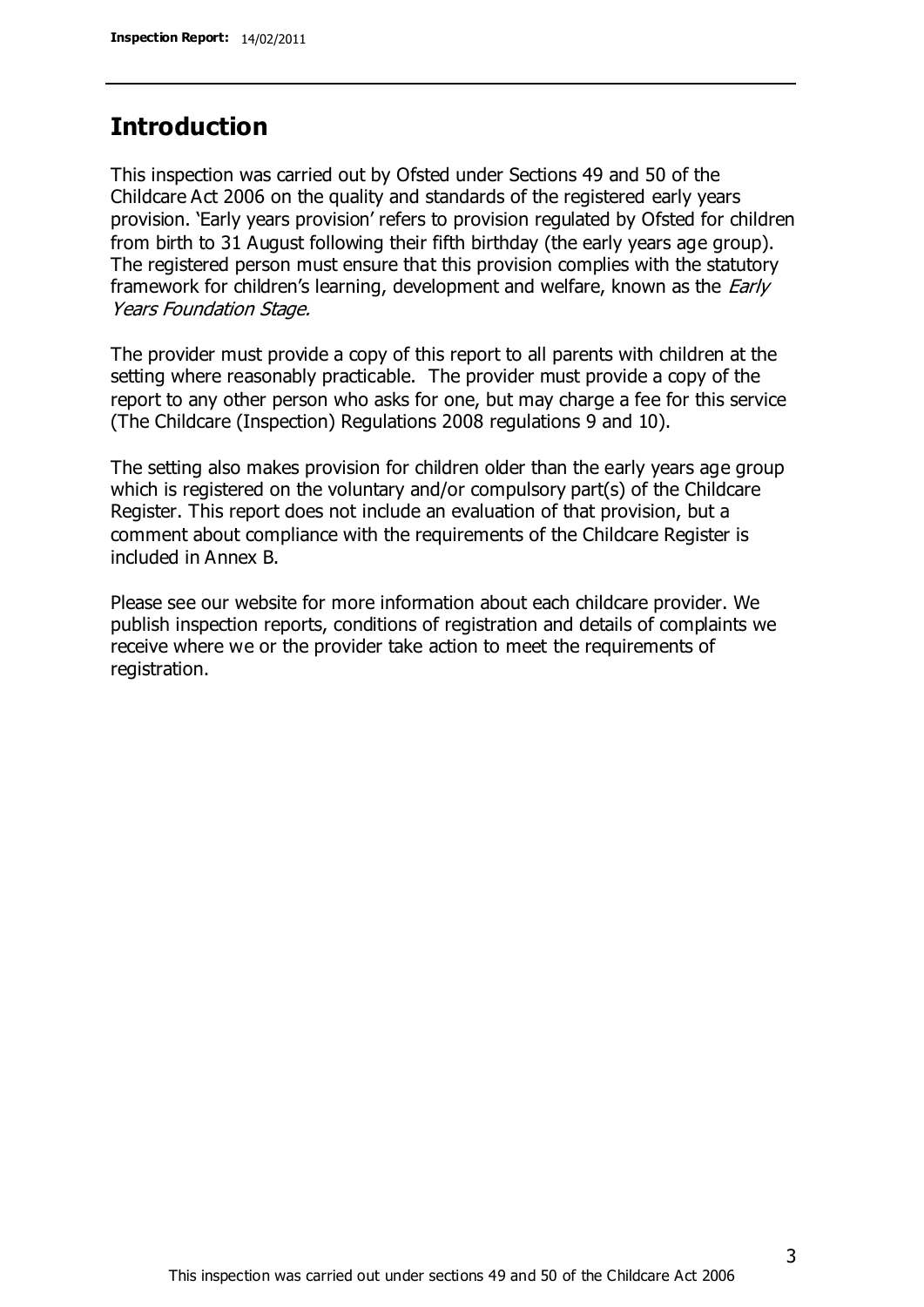## Introduction

This inspection was carried out by Ofsted under Sections 49 and 50 of the Childcare Act 2006 on the quality and standards of the registered early years provision. 'Early years provision' refers to provision regulated by Ofsted for children from birth to 31 August following their fifth birthday (the early years age group). The registered person must ensure that this provision complies with the statutory framework for children's learning, development and welfare, known as the *Early Years Foundation Stage.*

The provider must provide a copy of this report to all parents with children at the setting where reasonably practicable. The provider must provide a copy of the report to any other person who asks for one, but may charge a fee for this service (The Childcare (Inspection) Regulations 2008 regulations 9 and 10).

The setting also makes provision for children older than the early years age group which is registered on the voluntary and/or compulsory part(s) of the Childcare Register. This report does not include an evaluation of that provision, but a comment about compliance with the requirements of the Childcare Register is included in Annex B.

Please see our website for more information about each childcare provider. We publish inspection reports, conditions of registration and details of complaints we receive where we or the provider take action to meet the requirements of registration.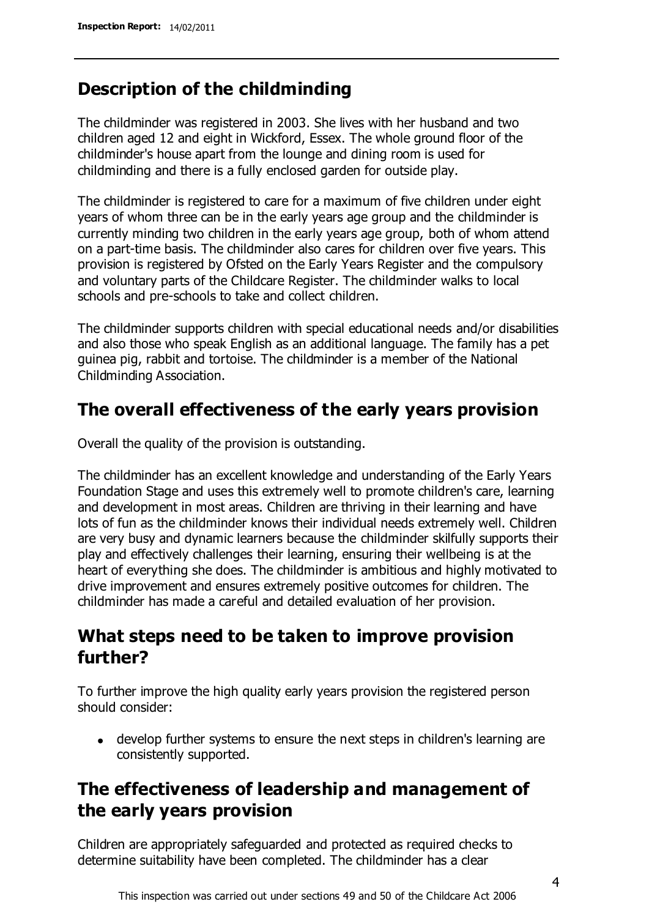## Description of the childminding

The childminder was registered in 2003. She lives with her husband and two children aged 12 and eight in Wickford, Essex. The whole ground floor of the childminder's house apart from the lounge and dining room is used for childminding and there is a fully enclosed garden for outside play.

The childminder is registered to care for a maximum of five children under eight years of whom three can be in the early years age group and the childminder is currently minding two children in the early years age group, both of whom attend on a part-time basis. The childminder also cares for children over five years. This provision is registered by Ofsted on the Early Years Register and the compulsory and voluntary parts of the Childcare Register. The childminder walks to local schools and pre-schools to take and collect children.

The childminder supports children with special educational needs and/or disabilities and also those who speak English as an additional language. The family has a pet guinea pig, rabbit and tortoise. The childminder is a member of the National Childminding Association.

## The overall effectiveness of the early years provision

Overall the quality of the provision is outstanding.

The childminder has an excellent knowledge and understanding of the Early Years Foundation Stage and uses this extremely well to promote children's care, learning and development in most areas. Children are thriving in their learning and have lots of fun as the childminder knows their individual needs extremely well. Children are very busy and dynamic learners because the childminder skilfully supports their play and effectively challenges their learning, ensuring their wellbeing is at the heart of everything she does. The childminder is ambitious and highly motivated to drive improvement and ensures extremely positive outcomes for children. The childminder has made a careful and detailed evaluation of her provision.

## What steps need to be taken to improve provision further?

To further improve the high quality early years provision the registered person should consider:

- develop further systems to ensure the next steps in children's learning are consistently supported.

## The effectiveness of leadership and management of the early years provision

Children are appropriately safeguarded and protected as required checks to determine suitability have been completed. The childminder has a clear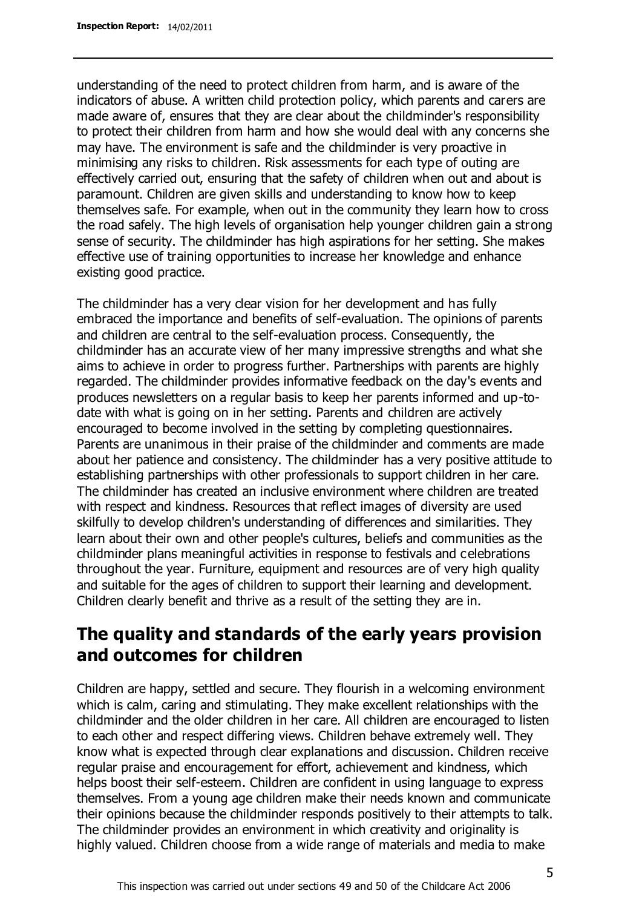understanding of the need to protect children from harm, and is aware of the indicators of abuse. A written child protection policy, which parents and carers are made aware of, ensures that they are clear about the childminder's responsibility to protect their children from harm and how she would deal with any concerns she may have. The environment is safe and the childminder is very proactive in minimising any risks to children. Risk assessments for each type of outing are effectively carried out, ensuring that the safety of children when out and about is paramount. Children are given skills and understanding to know how to keep themselves safe. For example, when out in the community they learn how to cross the road safely. The high levels of organisation help younger children gain a strong sense of security. The childminder has high aspirations for her setting. She makes effective use of training opportunities to increase her knowledge and enhance existing good practice.

The childminder has a very clear vision for her development and has fully embraced the importance and benefits of self-evaluation. The opinions of parents and children are central to the self-evaluation process. Consequently, the childminder has an accurate view of her many impressive strengths and what she aims to achieve in order to progress further. Partnerships with parents are highly regarded. The childminder provides informative feedback on the day's events and produces newsletters on a regular basis to keep her parents informed and up-to-date with what is going on in her setting. Parents and children are actively encouraged to become involved in the setting by completing questionnaires. Parents are unanimous in their praise of the childminder and comments are made about her patience and consistency. The childminder has a very positive attitude to establishing partnerships with other professionals to support children in her care. The childminder has created an inclusive environment where children are treated with respect and kindness. Resources that reflect images of diversity are used skilfully to develop children's understanding of differences and similarities. They learn about their own and other people's cultures, beliefs and communities as the childminder plans meaningful activities in response to festivals and celebrations throughout the year. Furniture, equipment and resources are of very high quality and suitable for the ages of children to support their learning and development. Children clearly benefit and thrive as a result of the setting they are in.

## The quality and standards of the early years provision and outcomes for children

Children are happy, settled and secure. They flourish in a welcoming environment which is calm, caring and stimulating. They make excellent relationships with the childminder and the older children in her care. All children are encouraged to listen to each other and respect differing views. Children behave extremely well. They know what is expected through clear explanations and discussion. Children receive regular praise and encouragement for effort, achievement and kindness, which helps boost their self-esteem. Children are confident in using language to express themselves. From a young age children make their needs known and communicate their opinions because the childminder responds positively to their attempts to talk. The childminder provides an environment in which creativity and originality is highly valued. Children choose from a wide range of materials and media to make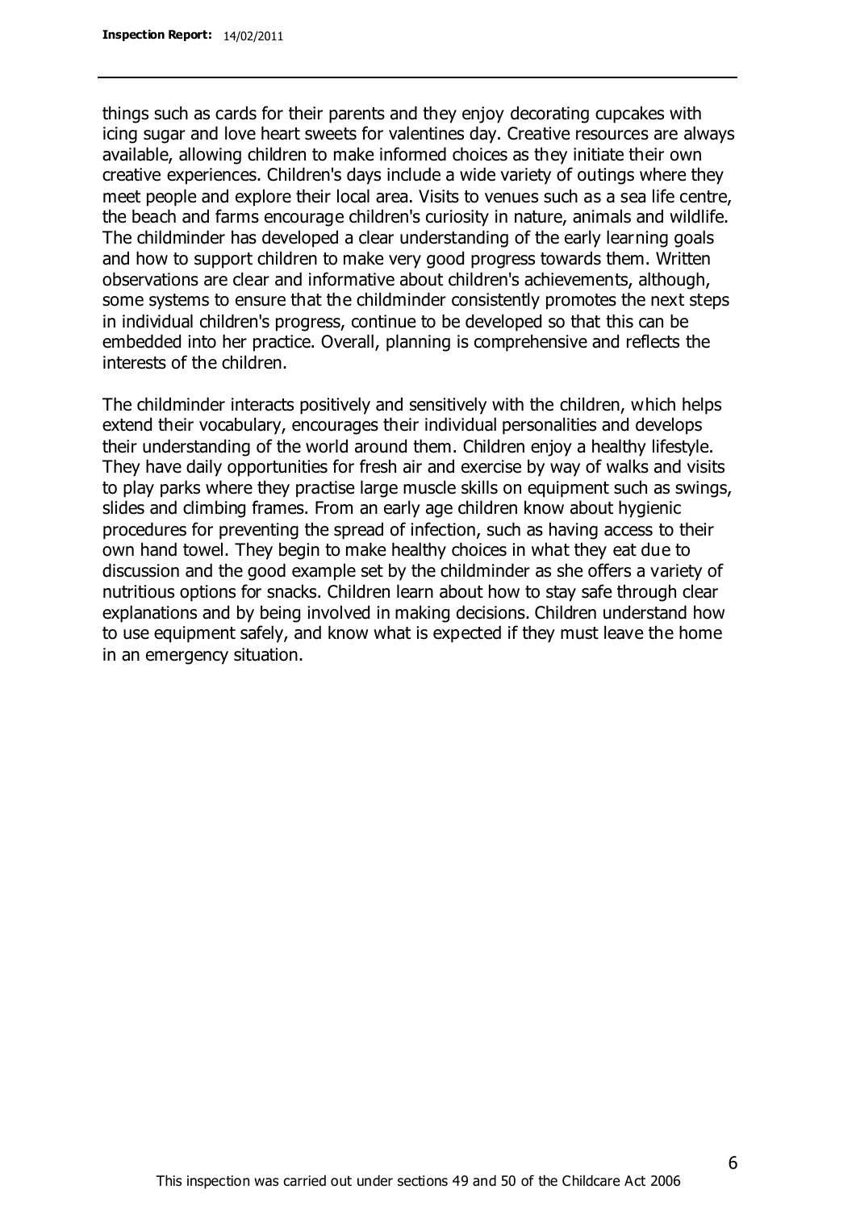things such as cards for their parents and they enjoy decorating cupcakes with icing sugar and love heart sweets for valentines day. Creative resources are always available, allowing children to make informed choices as they initiate their own creative experiences. Children's days include a wide variety of outings where they meet people and explore their local area. Visits to venues such as a sea life centre, the beach and farms encourage children's curiosity in nature, animals and wildlife. The childminder has developed a clear understanding of the early learning goals and how to support children to make very good progress towards them. Written observations are clear and informative about children's achievements, although, some systems to ensure that the childminder consistently promotes the next steps in individual children's progress, continue to be developed so that this can be embedded into her practice. Overall, planning is comprehensive and reflects the interests of the children.

The childminder interacts positively and sensitively with the children, which helps extend their vocabulary, encourages their individual personalities and develops their understanding of the world around them. Children enjoy a healthy lifestyle. They have daily opportunities for fresh air and exercise by way of walks and visits to play parks where they practise large muscle skills on equipment such as swings, slides and climbing frames. From an early age children know about hygienic procedures for preventing the spread of infection, such as having access to their own hand towel. They begin to make healthy choices in what they eat due to discussion and the good example set by the childminder as she offers a variety of nutritious options for snacks. Children learn about how to stay safe through clear explanations and by being involved in making decisions. Children understand how to use equipment safely, and know what is expected if they must leave the home in an emergency situation.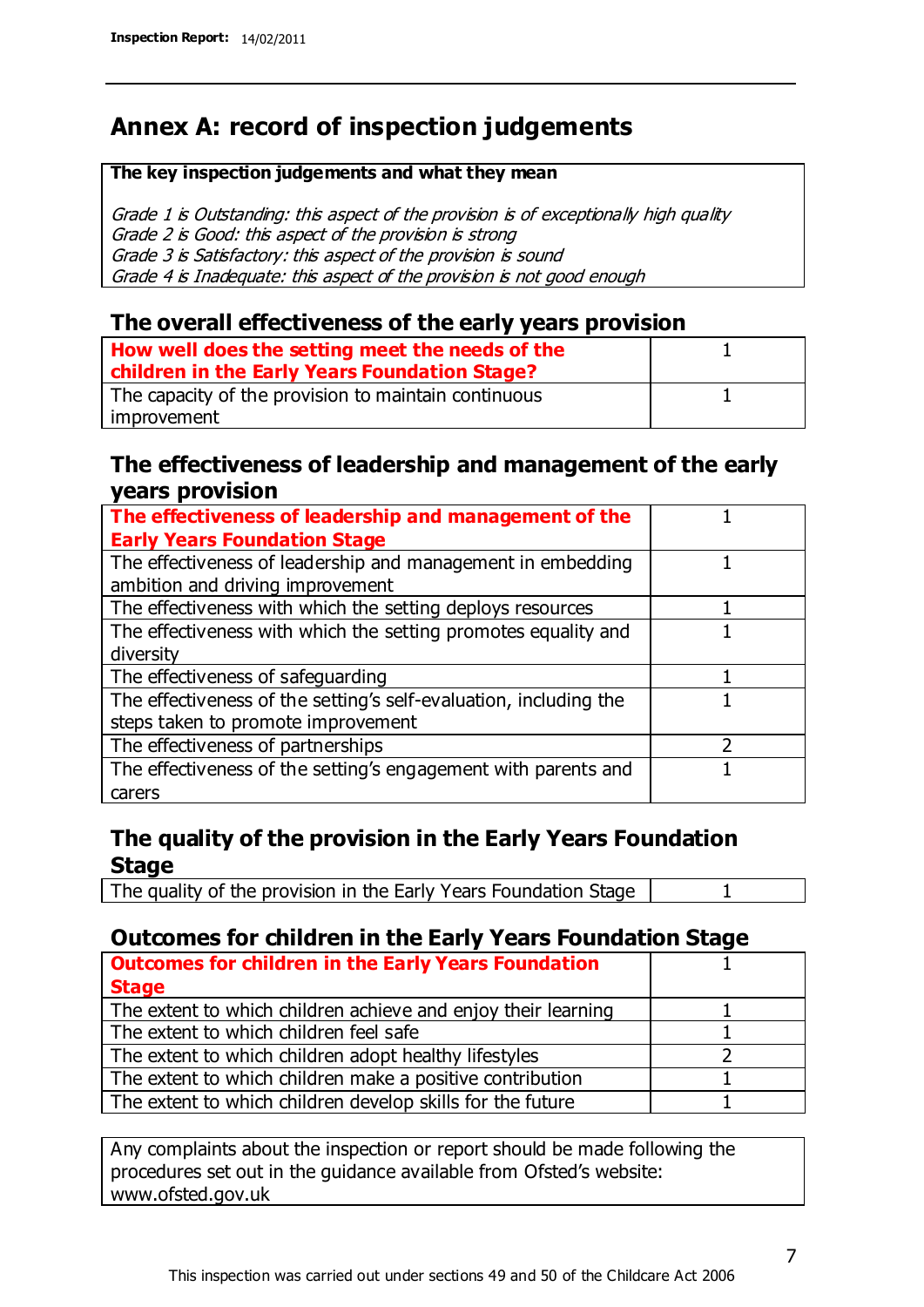# Annex A: record of inspection judgements

**The key inspection judgements and what they mean**

*Grade 1 is Outstanding: this aspect of the provision is of exceptionally high quality*
*Grade 2 is Good: this aspect of the provision is strong*
*Grade 3 is Satisfactory: this aspect of the provision is sound*
*Grade 4 is Inadequate: this aspect of the provision is not good enough*

## The overall effectiveness of the early years provision

| | |
|---|---|
| **How well does the setting meet the needs of the children in the Early Years Foundation Stage?** | 1 |
| The capacity of the provision to maintain continuous improvement | 1 |

## The effectiveness of leadership and management of the early years provision

| | |
|---|---|
| **The effectiveness of leadership and management of the Early Years Foundation Stage** | 1 |
| The effectiveness of leadership and management in embedding ambition and driving improvement | 1 |
| The effectiveness with which the setting deploys resources | 1 |
| The effectiveness with which the setting promotes equality and diversity | 1 |
| The effectiveness of safeguarding | 1 |
| The effectiveness of the setting's self-evaluation, including the steps taken to promote improvement | 1 |
| The effectiveness of partnerships | 2 |
| The effectiveness of the setting's engagement with parents and carers | 1 |

## The quality of the provision in the Early Years Foundation Stage

| | |
|---|---|
| The quality of the provision in the Early Years Foundation Stage | 1 |

## Outcomes for children in the Early Years Foundation Stage

| | |
|---|---|
| **Outcomes for children in the Early Years Foundation Stage** | 1 |
| The extent to which children achieve and enjoy their learning | 1 |
| The extent to which children feel safe | 1 |
| The extent to which children adopt healthy lifestyles | 2 |
| The extent to which children make a positive contribution | 1 |
| The extent to which children develop skills for the future | 1 |

Any complaints about the inspection or report should be made following the procedures set out in the guidance available from Ofsted's website: www.ofsted.gov.uk

This inspection was carried out under sections 49 and 50 of the Childcare Act 2006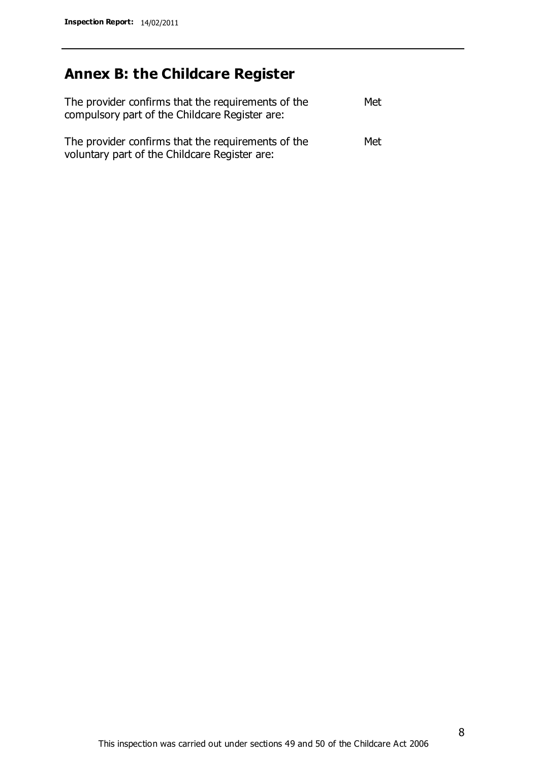## Annex B: the Childcare Register

| | |
|---|---|
| The provider confirms that the requirements of the compulsory part of the Childcare Register are: | Met |
| The provider confirms that the requirements of the voluntary part of the Childcare Register are: | Met |

This inspection was carried out under sections 49 and 50 of the Childcare Act 2006